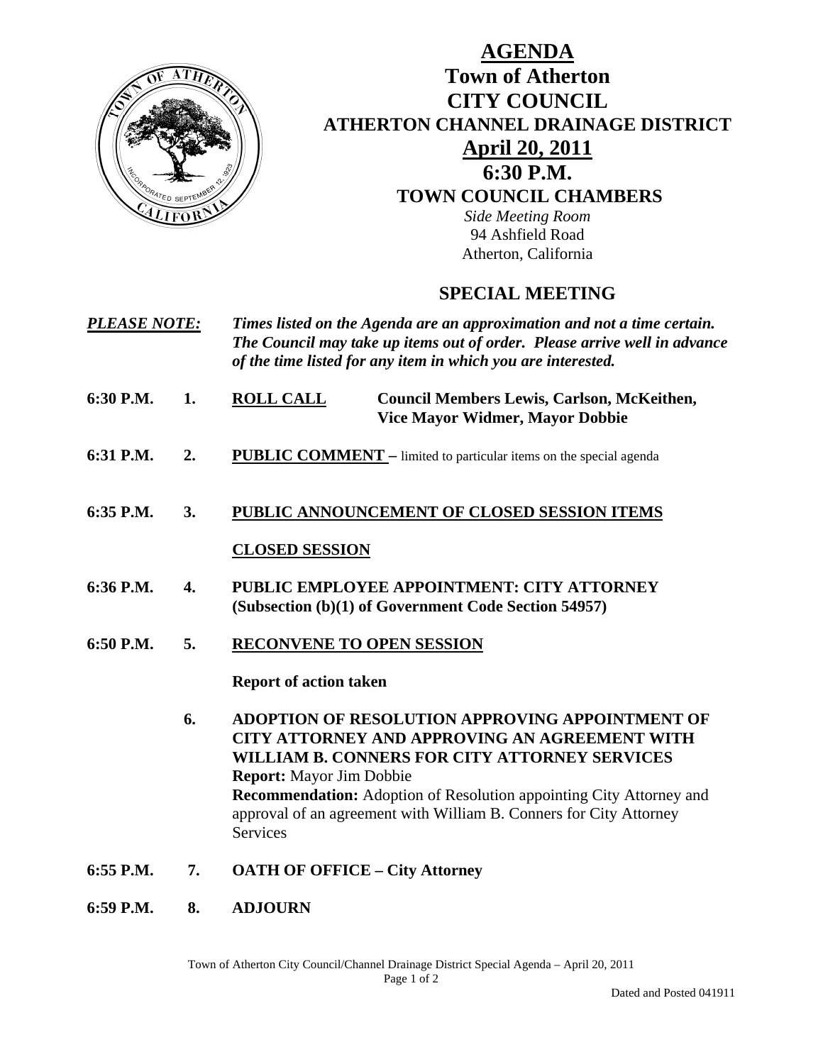# AGENDA

## Town of Atherton
## CITY COUNCIL
## ATHERTON CHANNEL DRAINAGE DISTRICT
## April 20, 2011
## 6:30 P.M.
### TOWN COUNCIL CHAMBERS

*Side Meeting Room*
94 Ashfield Road
Atherton, California

## SPECIAL MEETING

***PLEASE NOTE:*** ***Times listed on the Agenda are an approximation and not a time certain. The Council may take up items out of order. Please arrive well in advance of the time listed for any item in which you are interested.***

**6:30 P.M. 1. ROLL CALL** **Council Members Lewis, Carlson, McKeithen, Vice Mayor Widmer, Mayor Dobbie**

**6:31 P.M. 2. PUBLIC COMMENT –** limited to particular items on the special agenda

**6:35 P.M. 3. PUBLIC ANNOUNCEMENT OF CLOSED SESSION ITEMS**

**CLOSED SESSION**

**6:36 P.M. 4. PUBLIC EMPLOYEE APPOINTMENT: CITY ATTORNEY (Subsection (b)(1) of Government Code Section 54957)**

**6:50 P.M. 5. RECONVENE TO OPEN SESSION**

**Report of action taken**

**6. ADOPTION OF RESOLUTION APPROVING APPOINTMENT OF CITY ATTORNEY AND APPROVING AN AGREEMENT WITH WILLIAM B. CONNERS FOR CITY ATTORNEY SERVICES**
**Report:** Mayor Jim Dobbie
**Recommendation:** Adoption of Resolution appointing City Attorney and approval of an agreement with William B. Conners for City Attorney Services

**6:55 P.M. 7. OATH OF OFFICE – City Attorney**

**6:59 P.M. 8. ADJOURN**

Dated and Posted 041911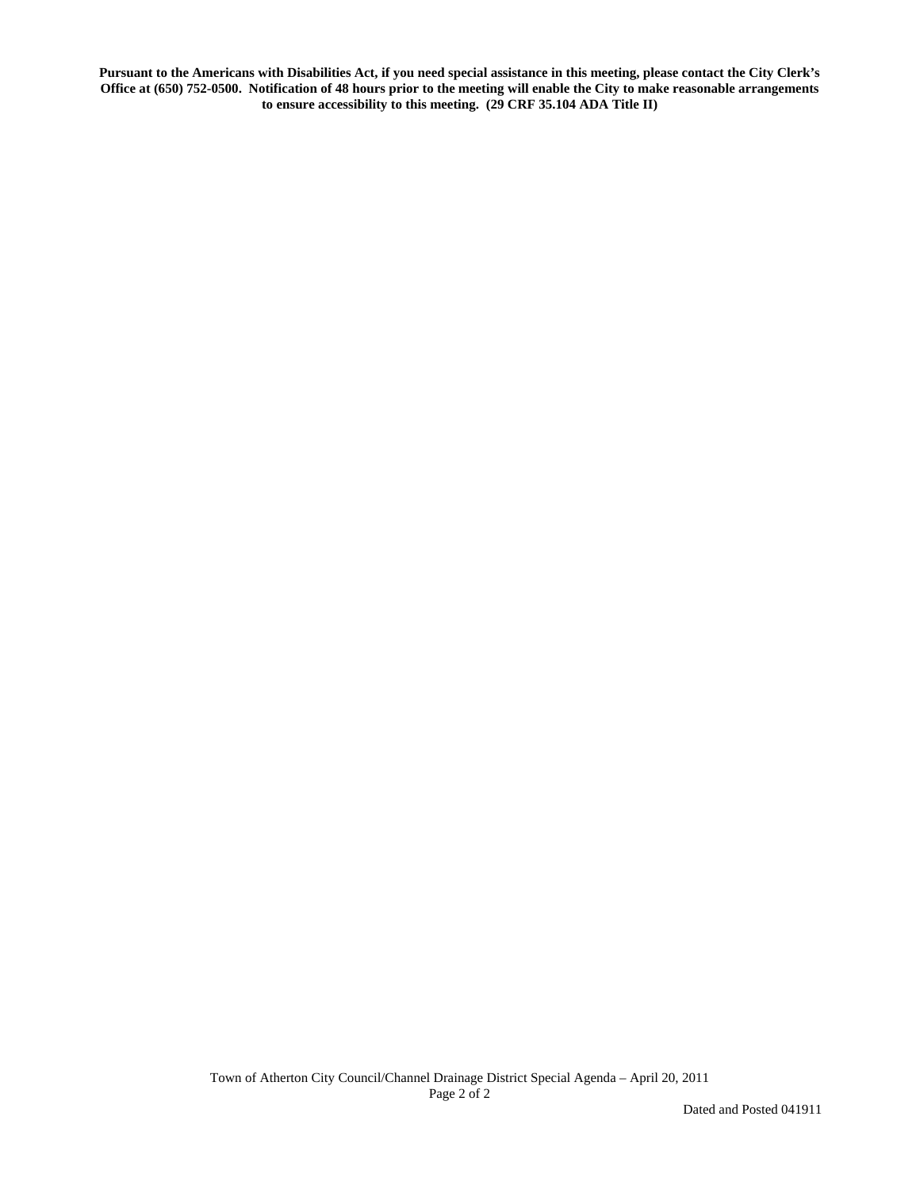**Pursuant to the Americans with Disabilities Act, if you need special assistance in this meeting, please contact the City Clerk's Office at (650) 752-0500. Notification of 48 hours prior to the meeting will enable the City to make reasonable arrangements to ensure accessibility to this meeting. (29 CRF 35.104 ADA Title II)**

Dated and Posted 041911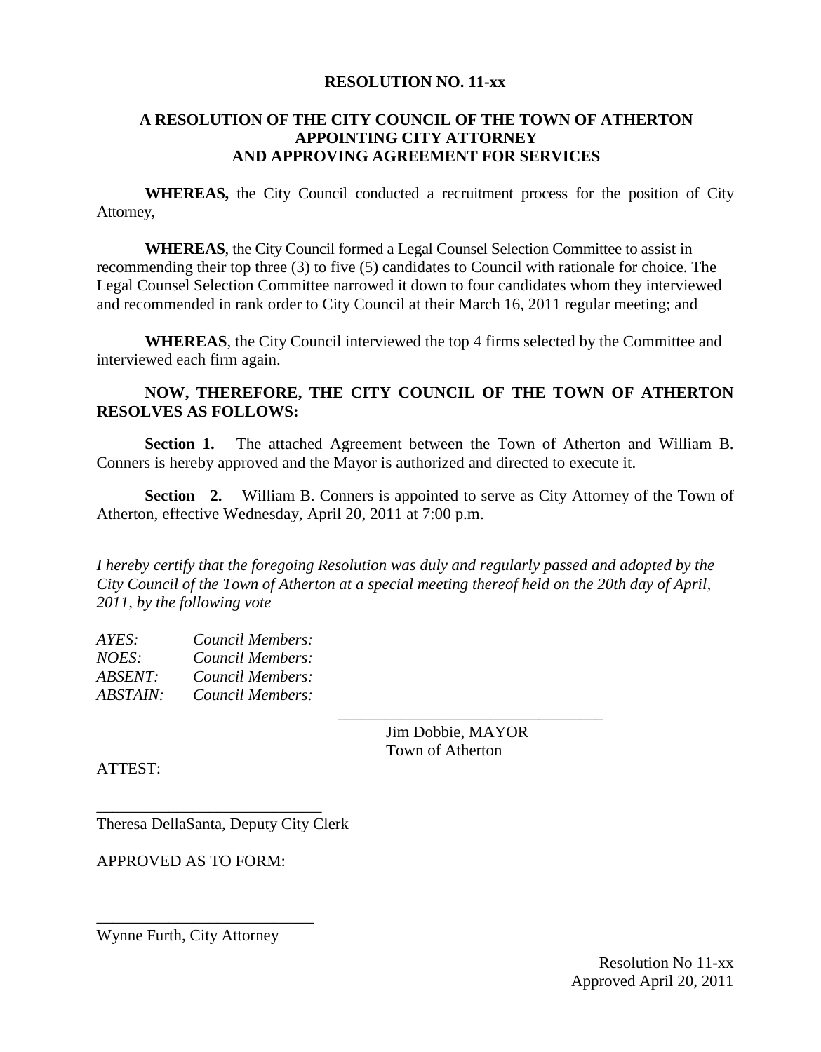**RESOLUTION NO. 11-xx**

**A RESOLUTION OF THE CITY COUNCIL OF THE TOWN OF ATHERTON APPOINTING CITY ATTORNEY AND APPROVING AGREEMENT FOR SERVICES**

**WHEREAS,** the City Council conducted a recruitment process for the position of City Attorney,

**WHEREAS**, the City Council formed a Legal Counsel Selection Committee to assist in recommending their top three (3) to five (5) candidates to Council with rationale for choice. The Legal Counsel Selection Committee narrowed it down to four candidates whom they interviewed and recommended in rank order to City Council at their March 16, 2011 regular meeting; and

**WHEREAS**, the City Council interviewed the top 4 firms selected by the Committee and interviewed each firm again.

**NOW, THEREFORE, THE CITY COUNCIL OF THE TOWN OF ATHERTON RESOLVES AS FOLLOWS:**

**Section 1.** The attached Agreement between the Town of Atherton and William B. Conners is hereby approved and the Mayor is authorized and directed to execute it.

**Section 2.** William B. Conners is appointed to serve as City Attorney of the Town of Atherton, effective Wednesday, April 20, 2011 at 7:00 p.m.

*I hereby certify that the foregoing Resolution was duly and regularly passed and adopted by the City Council of the Town of Atherton at a special meeting thereof held on the 20th day of April, 2011, by the following vote*

*AYES:* *Council Members:*
*NOES:* *Council Members:*
*ABSENT:* *Council Members:*
*ABSTAIN:* *Council Members:*

\_\_\_\_\_\_\_\_\_\_\_\_\_\_\_\_\_\_\_\_\_\_\_\_\_\_\_\_\_\_\_\_\_\_
Jim Dobbie, MAYOR
Town of Atherton

ATTEST:

\_\_\_\_\_\_\_\_\_\_\_\_\_\_\_\_\_\_\_\_\_\_\_\_\_\_\_\_
Theresa DellaSanta, Deputy City Clerk

APPROVED AS TO FORM:

\_\_\_\_\_\_\_\_\_\_\_\_\_\_\_\_\_\_\_\_\_\_\_\_\_\_\_\_
Wynne Furth, City Attorney

Resolution No 11-xx
Approved April 20, 2011